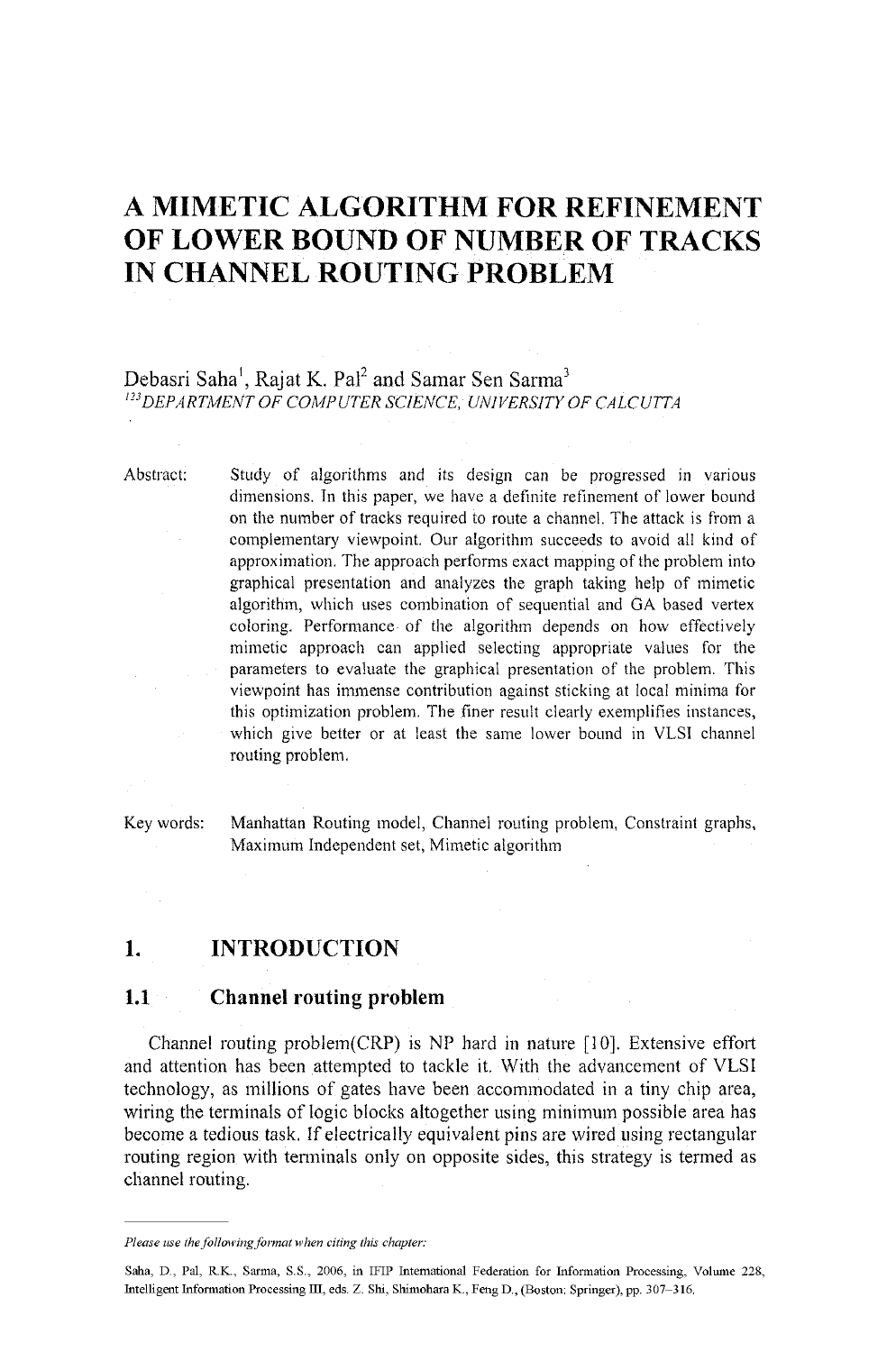# A MIMETIC ALGORITHM FOR REFINEMENT OF LOWER BOUND OF NUMBER OF TRACKS IN CHANNEL ROUTING PROBLEM

Debasri Saha[1], Rajat K. Pal[2] and Samar Sen Sarma[3]

[123]*DEPARTMENT OF COMPUTER SCIENCE, UNIVERSITY OF CALCUTTA*

Abstract: Study of algorithms and its design can be progressed in various dimensions. In this paper, we have a definite refinement of lower bound on the number of tracks required to route a channel. The attack is from a complementary viewpoint. Our algorithm succeeds to avoid all kind of approximation. The approach performs exact mapping of the problem into graphical presentation and analyzes the graph taking help of mimetic algorithm, which uses combination of sequential and GA based vertex coloring. Performance of the algorithm depends on how effectively mimetic approach can applied selecting appropriate values for the parameters to evaluate the graphical presentation of the problem. This viewpoint has immense contribution against sticking at local minima for this optimization problem. The finer result clearly exemplifies instances, which give better or at least the same lower bound in VLSI channel routing problem.

Key words: Manhattan Routing model, Channel routing problem, Constraint graphs, Maximum Independent set, Mimetic algorithm

## 1. INTRODUCTION

### 1.1 Channel routing problem

Channel routing problem(CRP) is NP hard in nature [10]. Extensive effort and attention has been attempted to tackle it. With the advancement of VLSI technology, as millions of gates have been accommodated in a tiny chip area, wiring the terminals of logic blocks altogether using minimum possible area has become a tedious task. If electrically equivalent pins are wired using rectangular routing region with terminals only on opposite sides, this strategy is termed as channel routing.

---

*Please use the following format when citing this chapter:*

Saha, D., Pal, R.K., Sarma, S.S., 2006, in IFIP International Federation for Information Processing, Volume 228, Intelligent Information Processing III, eds. Z. Shi, Shimohara K., Feng D., (Boston: Springer), pp. 307–316.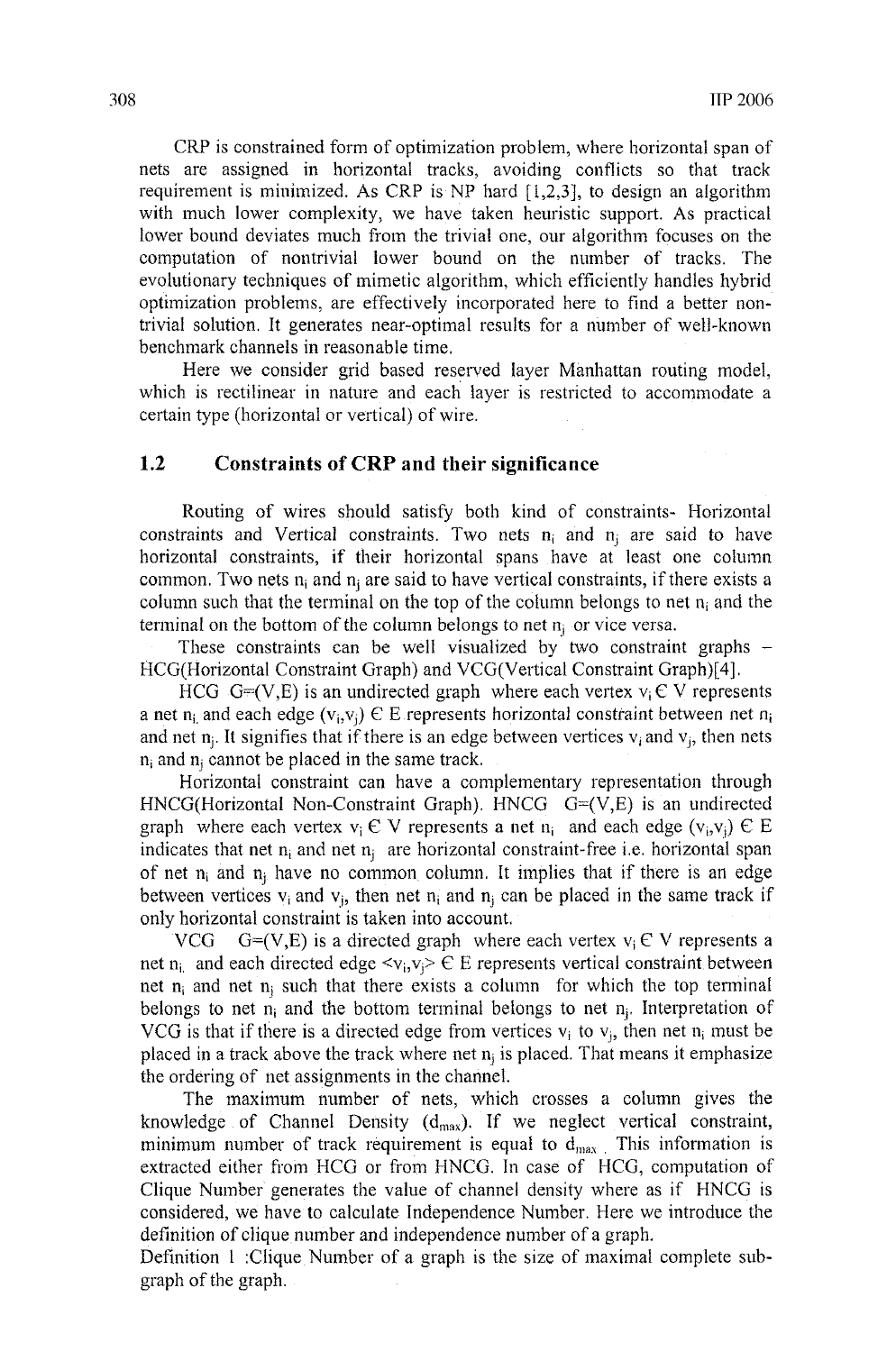CRP is constrained form of optimization problem, where horizontal span of nets are assigned in horizontal tracks, avoiding conflicts so that track requirement is minimized. As CRP is NP hard [1,2,3], to design an algorithm with much lower complexity, we have taken heuristic support. As practical lower bound deviates much from the trivial one, our algorithm focuses on the computation of nontrivial lower bound on the number of tracks. The evolutionary techniques of mimetic algorithm, which efficiently handles hybrid optimization problems, are effectively incorporated here to find a better non-trivial solution. It generates near-optimal results for a number of well-known benchmark channels in reasonable time.

Here we consider grid based reserved layer Manhattan routing model, which is rectilinear in nature and each layer is restricted to accommodate a certain type (horizontal or vertical) of wire.

## 1.2 Constraints of CRP and their significance

Routing of wires should satisfy both kind of constraints- Horizontal constraints and Vertical constraints. Two nets $n_i$ and $n_j$ are said to have horizontal constraints, if their horizontal spans have at least one column common. Two nets $n_i$ and $n_j$ are said to have vertical constraints, if there exists a column such that the terminal on the top of the column belongs to net $n_i$ and the terminal on the bottom of the column belongs to net $n_j$ or vice versa.

These constraints can be well visualized by two constraint graphs – HCG(Horizontal Constraint Graph) and VCG(Vertical Constraint Graph)[4].

HCG $G=(V,E)$ is an undirected graph where each vertex $v_i \in V$ represents a net $n_i$ and each edge $(v_i,v_j) \in E$ represents horizontal constraint between net $n_i$ and net $n_j$. It signifies that if there is an edge between vertices $v_i$ and $v_j$, then nets $n_i$ and $n_j$ cannot be placed in the same track.

Horizontal constraint can have a complementary representation through HNCG(Horizontal Non-Constraint Graph). HNCG $G=(V,E)$ is an undirected graph where each vertex $v_i \in V$ represents a net $n_i$ and each edge $(v_i,v_j) \in E$ indicates that net $n_i$ and net $n_j$ are horizontal constraint-free i.e. horizontal span of net $n_i$ and $n_j$ have no common column. It implies that if there is an edge between vertices $v_i$ and $v_j$, then net $n_i$ and $n_j$ can be placed in the same track if only horizontal constraint is taken into account.

VCG $G=(V,E)$ is a directed graph where each vertex $v_i \in V$ represents a net $n_i$ and each directed edge $<v_i,v_j> \in E$ represents vertical constraint between net $n_i$ and net $n_j$ such that there exists a column for which the top terminal belongs to net $n_i$ and the bottom terminal belongs to net $n_j$. Interpretation of VCG is that if there is a directed edge from vertices $v_i$ to $v_j$, then net $n_i$ must be placed in a track above the track where net $n_j$ is placed. That means it emphasize the ordering of net assignments in the channel.

The maximum number of nets, which crosses a column gives the knowledge of Channel Density ($d_{max}$). If we neglect vertical constraint, minimum number of track requirement is equal to $d_{max}$. This information is extracted either from HCG or from HNCG. In case of HCG, computation of Clique Number generates the value of channel density where as if HNCG is considered, we have to calculate Independence Number. Here we introduce the definition of clique number and independence number of a graph.

Definition 1 :Clique Number of a graph is the size of maximal complete sub-graph of the graph.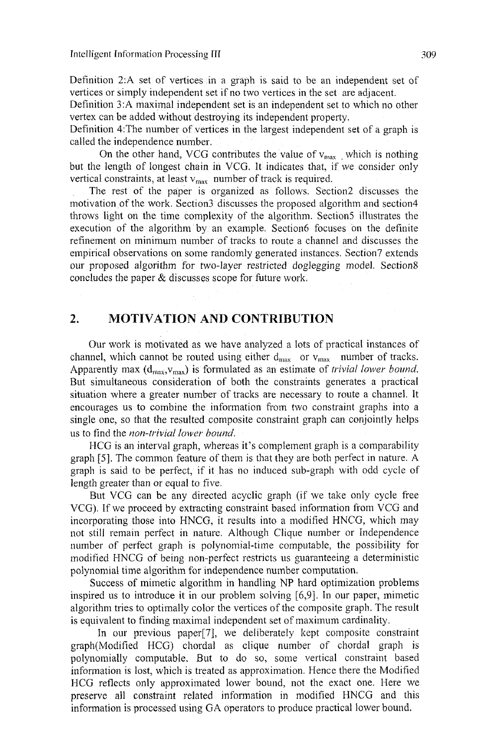Definition 2:A set of vertices in a graph is said to be an independent set of vertices or simply independent set if no two vertices in the set are adjacent.

Definition 3:A maximal independent set is an independent set to which no other vertex can be added without destroying its independent property.

Definition 4:The number of vertices in the largest independent set of a graph is called the independence number.

On the other hand, VCG contributes the value of $v_{max}$ , which is nothing but the length of longest chain in VCG. It indicates that, if we consider only vertical constraints, at least $v_{max}$ number of track is required.

The rest of the paper is organized as follows. Section2 discusses the motivation of the work. Section3 discusses the proposed algorithm and section4 throws light on the time complexity of the algorithm. Section5 illustrates the execution of the algorithm by an example. Section6 focuses on the definite refinement on minimum number of tracks to route a channel and discusses the empirical observations on some randomly generated instances. Section7 extends our proposed algorithm for two-layer restricted doglegging model. Section8 concludes the paper & discusses scope for future work.

## 2. MOTIVATION AND CONTRIBUTION

Our work is motivated as we have analyzed a lots of practical instances of channel, which cannot be routed using either $d_{max}$ or $v_{max}$ number of tracks. Apparently max ($d_{max}$,$v_{max}$) is formulated as an estimate of *trivial lower bound.* But simultaneous consideration of both the constraints generates a practical situation where a greater number of tracks are necessary to route a channel. It encourages us to combine the information from two constraint graphs into a single one, so that the resulted composite constraint graph can conjointly helps us to find the *non-trivial lower bound.*

HCG is an interval graph, whereas it's complement graph is a comparability graph [5]. The common feature of them is that they are both perfect in nature. A graph is said to be perfect, if it has no induced sub-graph with odd cycle of length greater than or equal to five.

But VCG can be any directed acyclic graph (if we take only cycle free VCG). If we proceed by extracting constraint based information from VCG and incorporating those into HNCG, it results into a modified HNCG, which may not still remain perfect in nature. Although Clique number or Independence number of perfect graph is polynomial-time computable, the possibility for modified HNCG of being non-perfect restricts us guaranteeing a deterministic polynomial time algorithm for independence number computation.

Success of mimetic algorithm in handling NP hard optimization problems inspired us to introduce it in our problem solving [6,9]. In our paper, mimetic algorithm tries to optimally color the vertices of the composite graph. The result is equivalent to finding maximal independent set of maximum cardinality.

In our previous paper[7], we deliberately kept composite constraint graph(Modified HCG) chordal as clique number of chordal graph is polynomially computable. But to do so, some vertical constraint based information is lost, which is treated as approximation. Hence there the Modified HCG reflects only approximated lower bound, not the exact one. Here we preserve all constraint related information in modified HNCG and this information is processed using GA operators to produce practical lower bound.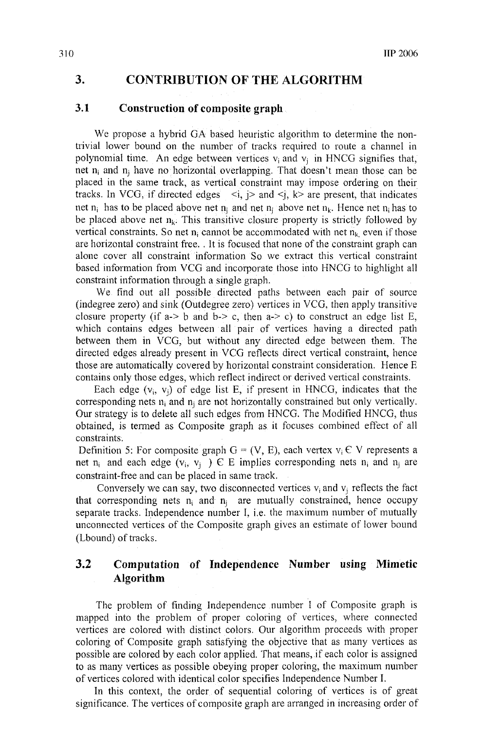## 3. CONTRIBUTION OF THE ALGORITHM

### 3.1 Construction of composite graph

We propose a hybrid GA based heuristic algorithm to determine the non-trivial lower bound on the number of tracks required to route a channel in polynomial time. An edge between vertices $v_i$ and $v_j$ in HNCG signifies that, net $n_i$ and $n_j$ have no horizontal overlapping. That doesn't mean those can be placed in the same track, as vertical constraint may impose ordering on their tracks. In VCG, if directed edges $<i, j>$ and $<j, k>$ are present, that indicates net $n_i$ has to be placed above net $n_j$ and net $n_j$ above net $n_k$. Hence net $n_i$ has to be placed above net $n_k$. This transitive closure property is strictly followed by vertical constraints. So net $n_i$ cannot be accommodated with net $n_k$, even if those are horizontal constraint free. . It is focused that none of the constraint graph can alone cover all constraint information So we extract this vertical constraint based information from VCG and incorporate those into HNCG to highlight all constraint information through a single graph.

We find out all possible directed paths between each pair of source (indegree zero) and sink (Outdegree zero) vertices in VCG, then apply transitive closure property (if a-> b and b-> c, then a-> c) to construct an edge list E, which contains edges between all pair of vertices having a directed path between them in VCG, but without any directed edge between them. The directed edges already present in VCG reflects direct vertical constraint, hence those are automatically covered by horizontal constraint consideration. Hence E contains only those edges, which reflect indirect or derived vertical constraints.

Each edge $(v_i, v_j)$ of edge list E, if present in HNCG, indicates that the corresponding nets $n_i$ and $n_j$ are not horizontally constrained but only vertically. Our strategy is to delete all such edges from HNCG. The Modified HNCG, thus obtained, is termed as Composite graph as it focuses combined effect of all constraints.

Definition 5: For composite graph $G = (V, E)$, each vertex $v_i \in V$ represents a net $n_i$ and each edge $(v_i, v_j) \in E$ implies corresponding nets $n_i$ and $n_j$ are constraint-free and can be placed in same track.

Conversely we can say, two disconnected vertices $v_i$ and $v_j$ reflects the fact that corresponding nets $n_i$ and $n_j$ are mutually constrained, hence occupy separate tracks. Independence number I, i.e. the maximum number of mutually unconnected vertices of the Composite graph gives an estimate of lower bound (Lbound) of tracks.

### 3.2 Computation of Independence Number using Mimetic Algorithm

The problem of finding Independence number I of Composite graph is mapped into the problem of proper coloring of vertices, where connected vertices are colored with distinct colors. Our algorithm proceeds with proper coloring of Composite graph satisfying the objective that as many vertices as possible are colored by each color applied. That means, if each color is assigned to as many vertices as possible obeying proper coloring, the maximum number of vertices colored with identical color specifies Independence Number I.

In this context, the order of sequential coloring of vertices is of great significance. The vertices of composite graph are arranged in increasing order of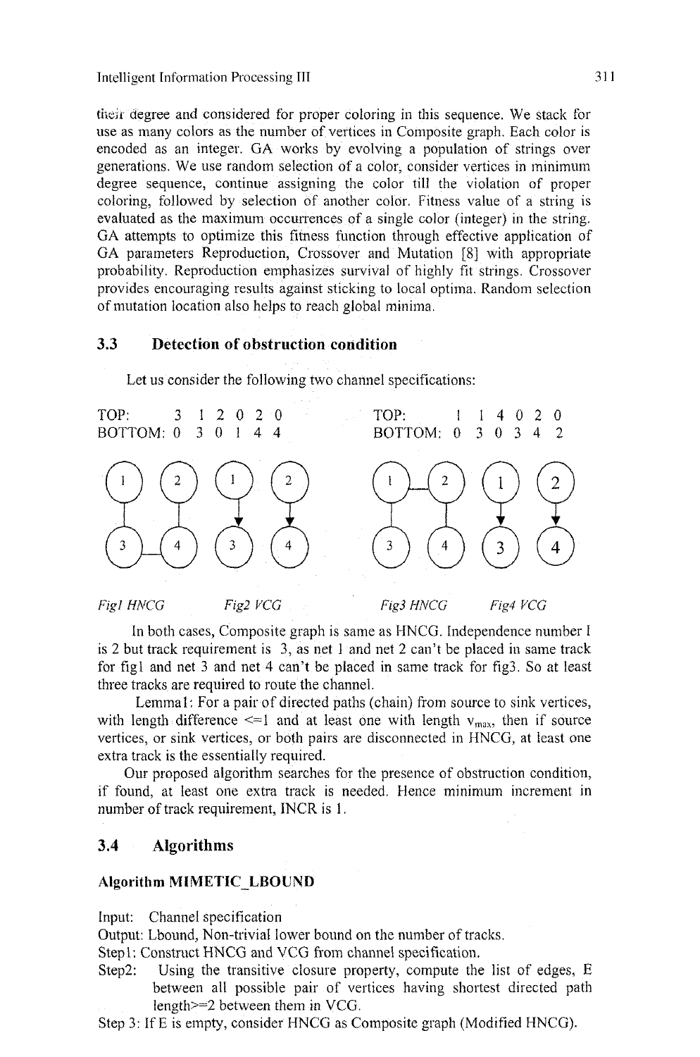their degree and considered for proper coloring in this sequence. We stack for use as many colors as the number of vertices in Composite graph. Each color is encoded as an integer. GA works by evolving a population of strings over generations. We use random selection of a color, consider vertices in minimum degree sequence, continue assigning the color till the violation of proper coloring, followed by selection of another color. Fitness value of a string is evaluated as the maximum occurrences of a single color (integer) in the string. GA attempts to optimize this fitness function through effective application of GA parameters Reproduction, Crossover and Mutation [8] with appropriate probability. Reproduction emphasizes survival of highly fit strings. Crossover provides encouraging results against sticking to local optima. Random selection of mutation location also helps to reach global minima.

### 3.3 Detection of obstruction condition

Let us consider the following two channel specifications:

```
TOP:       3  1  2  0  2  0          TOP:       1  1  4  0  2  0
BOTTOM: 0  3  0  1  4  4             BOTTOM: 0  3  0  3  4  2
```

*Fig1 HNCG* *Fig2 VCG* *Fig3 HNCG* *Fig4 VCG*

In both cases, Composite graph is same as HNCG. Independence number I is 2 but track requirement is 3, as net 1 and net 2 can't be placed in same track for fig1 and net 3 and net 4 can't be placed in same track for fig3. So at least three tracks are required to route the channel.

Lemma1: For a pair of directed paths (chain) from source to sink vertices, with length difference <=1 and at least one with length $v_{max}$, then if source vertices, or sink vertices, or both pairs are disconnected in HNCG, at least one extra track is the essentially required.

Our proposed algorithm searches for the presence of obstruction condition, if found, at least one extra track is needed. Hence minimum increment in number of track requirement, INCR is 1.

### 3.4 Algorithms

**Algorithm MIMETIC_LBOUND**

Input: Channel specification

Output: Lbound, Non-trivial lower bound on the number of tracks.

Step1: Construct HNCG and VCG from channel specification.

Step2: Using the transitive closure property, compute the list of edges, E between all possible pair of vertices having shortest directed path length>=2 between them in VCG.

Step 3: If E is empty, consider HNCG as Composite graph (Modified HNCG).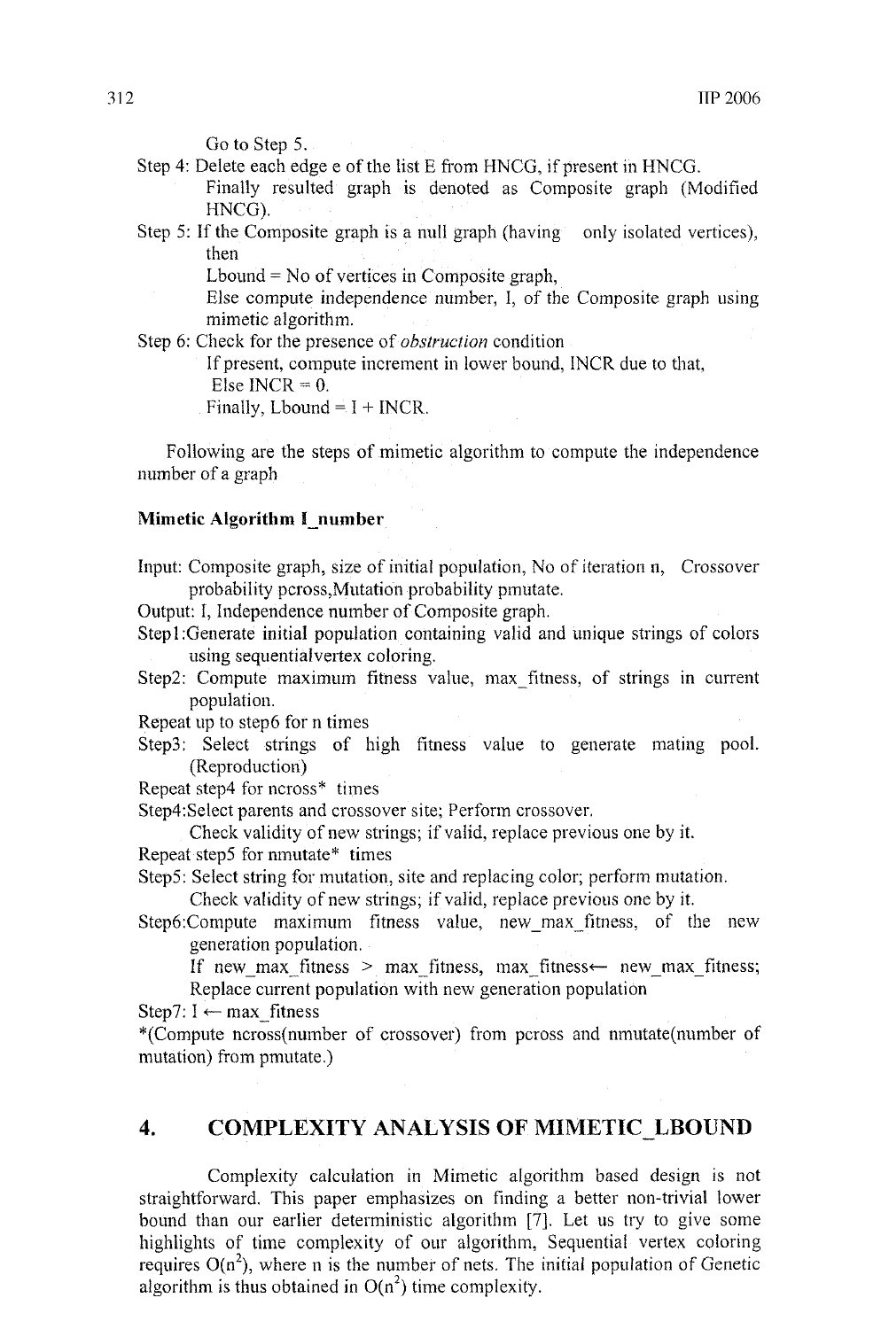Go to Step 5.

Step 4: Delete each edge e of the list E from HNCG, if present in HNCG.
Finally resulted graph is denoted as Composite graph (Modified HNCG).

Step 5: If the Composite graph is a null graph (having only isolated vertices), then
Lbound = No of vertices in Composite graph,
Else compute independence number, I, of the Composite graph using mimetic algorithm.

Step 6: Check for the presence of *obstruction* condition
If present, compute increment in lower bound, INCR due to that,
Else INCR = 0.
Finally, Lbound = I + INCR.

Following are the steps of mimetic algorithm to compute the independence number of a graph

**Mimetic Algorithm I_number**

Input: Composite graph, size of initial population, No of iteration n, Crossover probability pcross,Mutation probability pmutate.

Output: I, Independence number of Composite graph.

Step1:Generate initial population containing valid and unique strings of colors using sequentialvertex coloring.

Step2: Compute maximum fitness value, max_fitness, of strings in current population.

Repeat up to step6 for n times

Step3: Select strings of high fitness value to generate mating pool. (Reproduction)

Repeat step4 for ncross* times

Step4:Select parents and crossover site; Perform crossover.
Check validity of new strings; if valid, replace previous one by it.

Repeat step5 for nmutate* times

Step5: Select string for mutation, site and replacing color; perform mutation.
Check validity of new strings; if valid, replace previous one by it.

Step6:Compute maximum fitness value, new_max_fitness, of the new generation population.
If new_max_fitness > max_fitness, max_fitness← new_max_fitness;
Replace current population with new generation population

Step7: I ← max_fitness

*(Compute ncross(number of crossover) from pcross and nmutate(number of mutation) from pmutate.)

## 4. COMPLEXITY ANALYSIS OF MIMETIC_LBOUND

Complexity calculation in Mimetic algorithm based design is not straightforward. This paper emphasizes on finding a better non-trivial lower bound than our earlier deterministic algorithm [7]. Let us try to give some highlights of time complexity of our algorithm, Sequential vertex coloring requires $O(n^2)$, where n is the number of nets. The initial population of Genetic algorithm is thus obtained in $O(n^2)$ time complexity.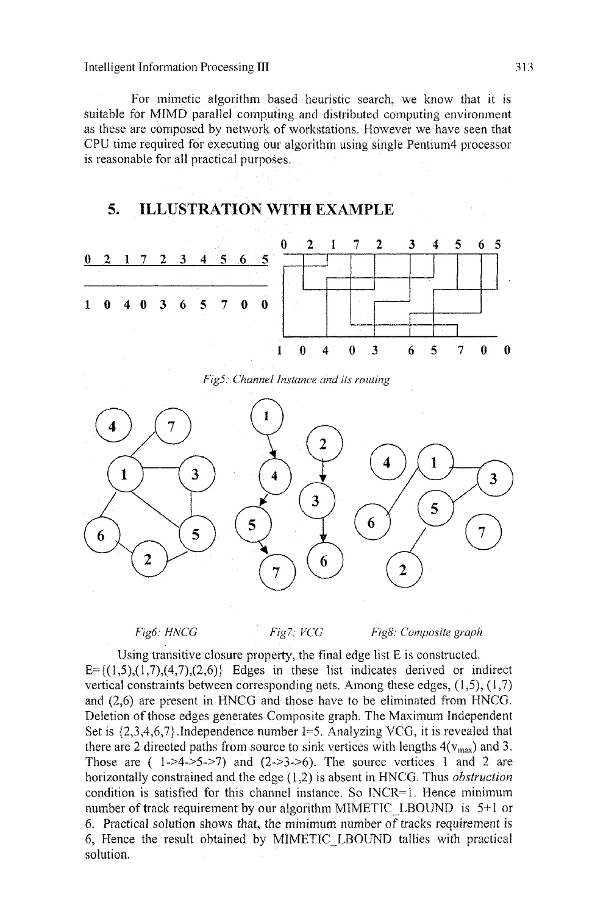For mimetic algorithm based heuristic search, we know that it is suitable for MIMD parallel computing and distributed computing environment as these are composed by network of workstations. However we have seen that CPU time required for executing our algorithm using single Pentium4 processor is reasonable for all practical purposes.

## 5. ILLUSTRATION WITH EXAMPLE

0 2 1 7 2 3 4 5 6 5

1 0 4 0 3 6 5 7 0 0

*Fig5: Channel Instance and its routing*

*Fig6: HNCG* *Fig7: VCG* *Fig8: Composite graph*

Using transitive closure property, the final edge list E is constructed. E={(1,5),(1,7),(4,7),(2,6)} Edges in these list indicates derived or indirect vertical constraints between corresponding nets. Among these edges, (1,5), (1,7) and (2,6) are present in HNCG and those have to be eliminated from HNCG. Deletion of those edges generates Composite graph. The Maximum Independent Set is {2,3,4,6,7}. Independence number I=5. Analyzing VCG, it is revealed that there are 2 directed paths from source to sink vertices with lengths 4($v_{max}$) and 3. Those are ( 1->4->5->7) and (2->3->6). The source vertices 1 and 2 are horizontally constrained and the edge (1,2) is absent in HNCG. Thus *obstruction* condition is satisfied for this channel instance. So INCR=1. Hence minimum number of track requirement by our algorithm MIMETIC_LBOUND is 5+1 or 6. Practical solution shows that, the minimum number of tracks requirement is 6, Hence the result obtained by MIMETIC_LBOUND tallies with practical solution.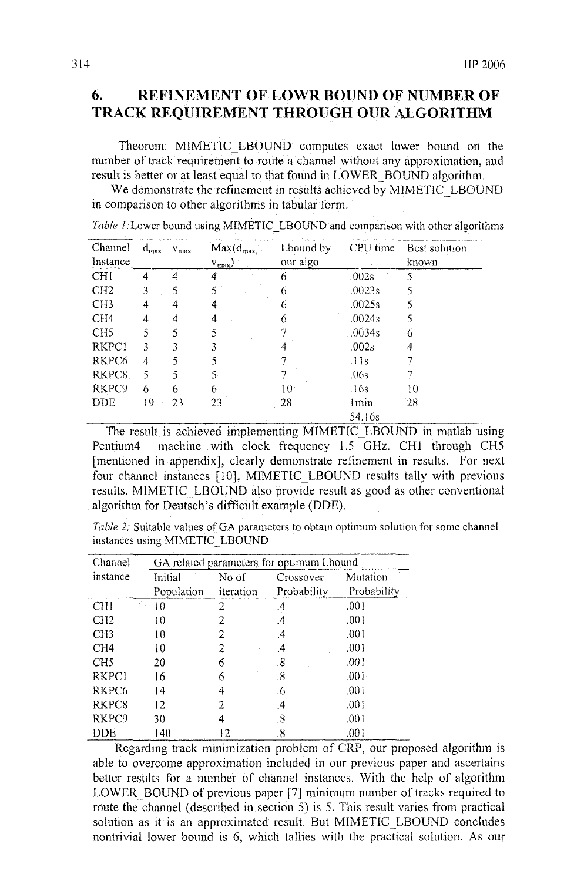## 6. REFINEMENT OF LOWR BOUND OF NUMBER OF TRACK REQUIREMENT THROUGH OUR ALGORITHM

Theorem: MIMETIC_LBOUND computes exact lower bound on the number of track requirement to route a channel without any approximation, and result is better or at least equal to that found in LOWER_BOUND algorithm.

We demonstrate the refinement in results achieved by MIMETIC_LBOUND in comparison to other algorithms in tabular form.

*Table 1:* Lower bound using MIMETIC_LBOUND and comparison with other algorithms

| Channel Instance | $d_{max}$ | $v_{max}$ | Max($d_{max}$, $v_{max}$) | Lbound by our algo | CPU time | Best solution known |
|---|---|---|---|---|---|---|
| CH1 | 4 | 4 | 4 | 6 | .002s | 5 |
| CH2 | 3 | 5 | 5 | 6 | .0023s | 5 |
| CH3 | 4 | 4 | 4 | 6 | .0025s | 5 |
| CH4 | 4 | 4 | 4 | 6 | .0024s | 5 |
| CH5 | 5 | 5 | 5 | 7 | .0034s | 6 |
| RKPC1 | 3 | 3 | 3 | 4 | .002s | 4 |
| RKPC6 | 4 | 5 | 5 | 7 | .11s | 7 |
| RKPC8 | 5 | 5 | 5 | 7 | .06s | 7 |
| RKPC9 | 6 | 6 | 6 | 10 | .16s | 10 |
| DDE | 19 | 23 | 23 | 28 | 1min 54.16s | 28 |

The result is achieved implementing MIMETIC_LBOUND in matlab using Pentium4 machine with clock frequency 1.5 GHz. CH1 through CH5 [mentioned in appendix], clearly demonstrate refinement in results. For next four channel instances [10], MIMETIC_LBOUND results tally with previous results. MIMETIC_LBOUND also provide result as good as other conventional algorithm for Deutsch's difficult example (DDE).

*Table 2:* Suitable values of GA parameters to obtain optimum solution for some channel instances using MIMETIC_LBOUND

| Channel instance | GA related parameters for optimum Lbound | | | |
|---|---|---|---|---|
| | Initial Population | No of iteration | Crossover Probability | Mutation Probability |
| CH1 | 10 | 2 | .4 | .001 |
| CH2 | 10 | 2 | .4 | .001 |
| CH3 | 10 | 2 | .4 | .001 |
| CH4 | 10 | 2 | .4 | .001 |
| CH5 | 20 | 6 | .8 | .001 |
| RKPC1 | 16 | 6 | .8 | .001 |
| RKPC6 | 14 | 4 | .6 | .001 |
| RKPC8 | 12 | 2 | .4 | .001 |
| RKPC9 | 30 | 4 | .8 | .001 |
| DDE | 140 | 12 | .8 | .001 |

Regarding track minimization problem of CRP, our proposed algorithm is able to overcome approximation included in our previous paper and ascertains better results for a number of channel instances. With the help of algorithm LOWER_BOUND of previous paper [7] minimum number of tracks required to route the channel (described in section 5) is 5. This result varies from practical solution as it is an approximated result. But MIMETIC_LBOUND concludes nontrivial lower bound is 6, which tallies with the practical solution. As our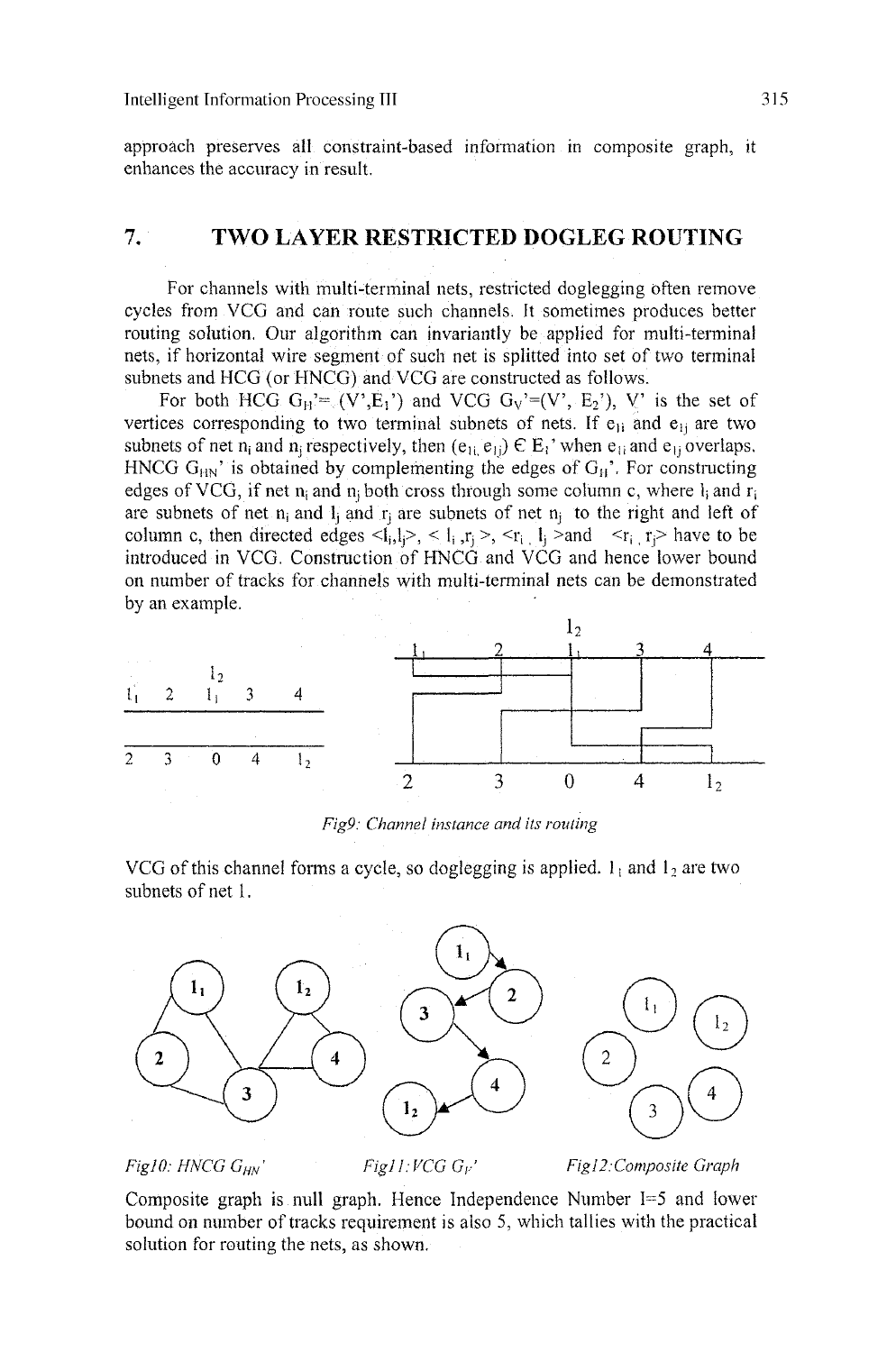approach preserves all constraint-based information in composite graph, it enhances the accuracy in result.

## 7. TWO LAYER RESTRICTED DOGLEG ROUTING

For channels with multi-terminal nets, restricted doglegging often remove cycles from VCG and can route such channels. It sometimes produces better routing solution. Our algorithm can invariantly be applied for multi-terminal nets, if horizontal wire segment of such net is splitted into set of two terminal subnets and HCG (or HNCG) and VCG are constructed as follows.

For both HCG $G_H'=(V',E_1')$ and VCG $G_V'=(V', E_2')$, V' is the set of vertices corresponding to two terminal subnets of nets. If $e_{1i}$ and $e_{1j}$ are two subnets of net $n_i$ and $n_j$ respectively, then $(e_{1i}, e_{1j}) \in E_1'$ when $e_{1i}$ and $e_{1j}$ overlaps. HNCG $G_{HN}'$ is obtained by complementing the edges of $G_H'$. For constructing edges of VCG, if net $n_i$ and $n_j$ both cross through some column c, where $l_i$ and $r_i$ are subnets of net $n_i$ and $l_j$ and $r_j$ are subnets of net $n_j$ to the right and left of column c, then directed edges $<l_i,l_j>$, $<l_i,r_j>$, $<r_i, l_j>$ and $<r_i, r_j>$ have to be introduced in VCG. Construction of HNCG and VCG and hence lower bound on number of tracks for channels with multi-terminal nets can be demonstrated by an example.

*Fig9: Channel instance and its routing*

VCG of this channel forms a cycle, so doglegging is applied. $1_1$ and $1_2$ are two subnets of net 1.

*Fig10: HNCG $G_{HN}'$* *Fig11: VCG $G_V'$* *Fig12: Composite Graph*

Composite graph is null graph. Hence Independence Number I=5 and lower bound on number of tracks requirement is also 5, which tallies with the practical solution for routing the nets, as shown.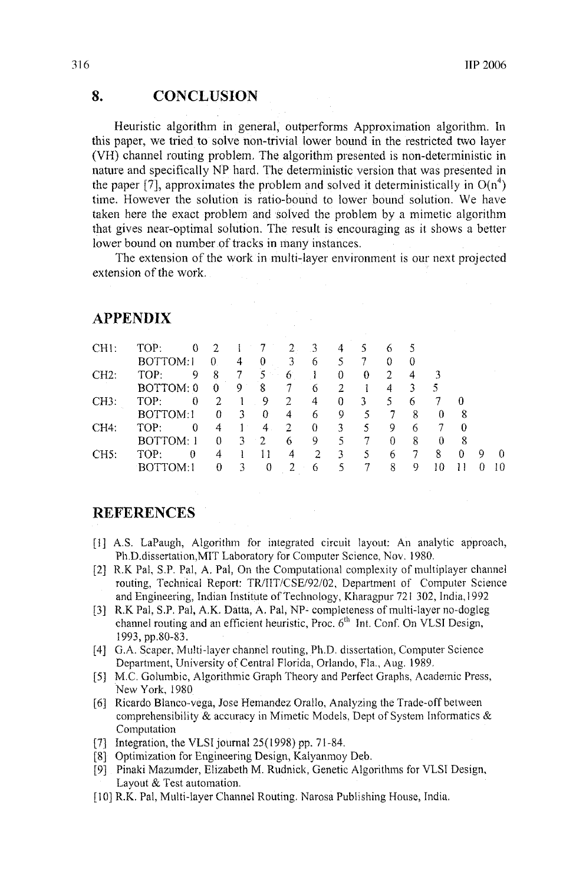## 8. CONCLUSION

Heuristic algorithm in general, outperforms Approximation algorithm. In this paper, we tried to solve non-trivial lower bound in the restricted two layer (VH) channel routing problem. The algorithm presented is non-deterministic in nature and specifically NP hard. The deterministic version that was presented in the paper [7], approximates the problem and solved it deterministically in $O(n^4)$ time. However the solution is ratio-bound to lower bound solution. We have taken here the exact problem and solved the problem by a mimetic algorithm that gives near-optimal solution. The result is encouraging as it shows a better lower bound on number of tracks in many instances.

The extension of the work in multi-layer environment is our next projected extension of the work.

## APPENDIX

| | | | | | | | | | | | | | | | |
|---|---|---|---|---|---|---|---|---|---|---|---|---|---|---|---|
| CH1: | TOP: | 0 | 2 | 1 | 7 | 2 | 3 | 4 | 5 | 6 | 5 | | | | |
| | BOTTOM: | 1 | 0 | 4 | 0 | 3 | 6 | 5 | 7 | 0 | 0 | | | | |
| CH2: | TOP: | 9 | 8 | 7 | 5 | 6 | 1 | 0 | 0 | 2 | 4 | 3 | | | |
| | BOTTOM: | 0 | 0 | 9 | 8 | 7 | 6 | 2 | 1 | 4 | 3 | 5 | | | |
| CH3: | TOP: | 0 | 2 | 1 | 9 | 2 | 4 | 0 | 3 | 5 | 6 | 7 | 0 | | |
| | BOTTOM: | 1 | 0 | 3 | 0 | 4 | 6 | 9 | 5 | 7 | 8 | 0 | 8 | | |
| CH4: | TOP: | 0 | 4 | 1 | 4 | 2 | 0 | 3 | 5 | 9 | 6 | 7 | 0 | | |
| | BOTTOM: | 1 | 0 | 3 | 2 | 6 | 9 | 5 | 7 | 0 | 8 | 0 | 8 | | |
| CH5: | TOP: | 0 | 4 | 1 | 11 | 4 | 2 | 3 | 5 | 6 | 7 | 8 | 0 | 9 | 0 |
| | BOTTOM: | 1 | 0 | 3 | 0 | 2 | 6 | 5 | 7 | 8 | 9 | 10 | 11 | 0 | 10 |

## REFERENCES

[1] A.S. LaPaugh, Algorithm for integrated circuit layout: An analytic approach, Ph.D.dissertation,MIT Laboratory for Computer Science, Nov. 1980.

[2] R.K Pal, S.P. Pal, A. Pal, On the Computational complexity of multiplayer channel routing, Technical Report: TR/IIT/CSE/92/02, Department of Computer Science and Engineering, Indian Institute of Technology, Kharagpur 721 302, India,1992

[3] R.K Pal, S.P. Pal, A.K. Datta, A. Pal, NP- completeness of multi-layer no-dogleg channel routing and an efficient heuristic, Proc. 6th Int. Conf. On VLSI Design, 1993, pp.80-83.

[4] G.A. Scaper, Multi-layer channel routing, Ph.D. dissertation, Computer Science Department, University of Central Florida, Orlando, Fla., Aug. 1989.

[5] M.C. Golumbic, Algorithmic Graph Theory and Perfect Graphs, Academic Press, New York, 1980

[6] Ricardo Blanco-vega, Jose Hemandez Orallo, Analyzing the Trade-off between comprehensibility & accuracy in Mimetic Models, Dept of System Informatics & Computation

[7] Integration, the VLSI journal 25(1998) pp. 71-84.

[8] Optimization for Engineering Design, Kalyanmoy Deb.

[9] Pinaki Mazumder, Elizabeth M. Rudnick, Genetic Algorithms for VLSI Design, Layout & Test automation.

[10] R.K. Pal, Multi-layer Channel Routing. Narosa Publishing House, India.